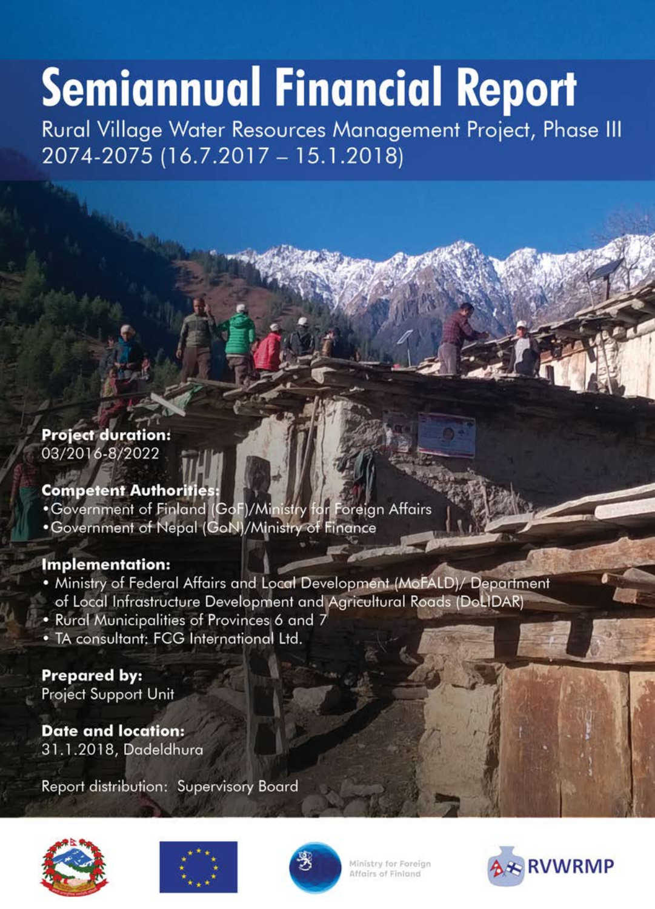# Semiannual Financial Report

Rural Village Water Resources Management Project, Phase III
2074-2075 (16.7.2017 – 15.1.2018)

**Project duration:**
03/2016-8/2022

**Competent Authorities:**
- Government of Finland (GoF)/Ministry for Foreign Affairs
- Government of Nepal (GoN)/Ministry of Finance

**Implementation:**
- Ministry of Federal Affairs and Local Development (MoFALD)/ Department of Local Infrastructure Development and Agricultural Roads (DoLIDAR)
- Rural Municipalities of Provinces 6 and 7
- TA consultant: FCG International Ltd.

**Prepared by:**
Project Support Unit

**Date and location:**
31.1.2018, Dadeldhura

Report distribution: Supervisory Board

Ministry for Foreign Affairs of Finland

RVWRMP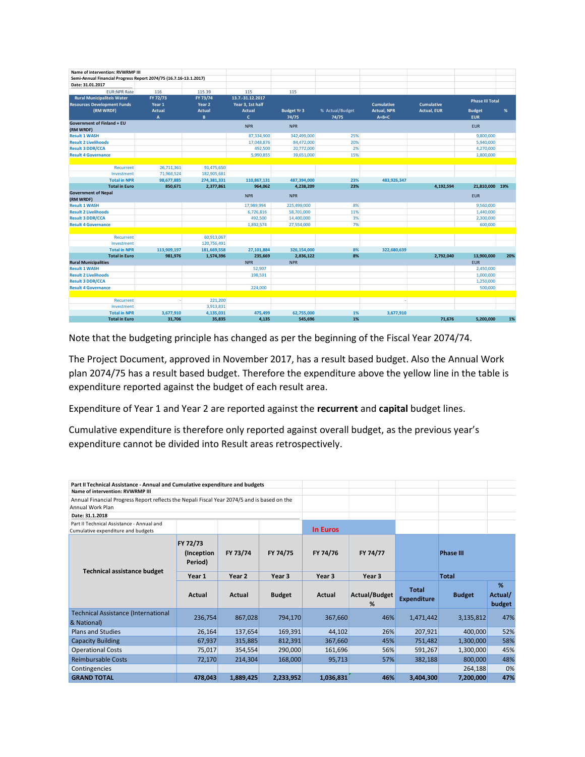| Name of intervention: RVWRMP III | | | | | | | | | |
|---|---|---|---|---|---|---|---|---|---|
| Semi-Annual Financial Progress Report 2074/75 (16.7.16-13.1.2017) | | | | | | | | | |
| Date: 31.01.2017 | | | | | | | | | |
| EUR:NPR Rate | 116 | 115.39 | 115 | 115 | | | | | |
| Rural Municipaliteis Water Resources Development Funds (RM WRDF) | FY 72/73 Year 1 Actual A | FY 73/74 Year 2 Actual B | 13.7.-31.12.2017 Year 3, 1st half Actual C | Budget Yr 3 74/75 | % Actual/Budget 74/75 | Cumulative Actual, NPR A+B+C | Cumulative Actual, EUR | Phase III Total Budget EUR | % |
| Government of Finland + EU (RM WRDF) | | | NPR | NPR | | | | EUR | |
| Result 1 WASH | | | 87,334,900 | 342,499,000 | 25% | | | 9,800,000 | |
| Result 2 Livelihoods | | | 17,048,876 | 84,472,000 | 20% | | | 5,940,000 | |
| Result 3 DDR/CCA | | | 492,500 | 20,772,000 | 2% | | | 4,270,000 | |
| Result 4 Governance | | | 5,990,855 | 39,651,000 | 15% | | | 1,800,000 | |
| | | | | | | | | | |
| Recurrent | 26,711,361 | 91,475,650 | | | | | | | |
| Investment | 71,966,524 | 182,905,681 | | | | | | | |
| Total in NPR | 98,677,885 | 274,381,331 | 110,867,131 | 487,394,000 | 23% | 483,926,347 | | | |
| Total in Euro | 850,671 | 2,377,861 | 964,062 | 4,238,209 | 23% | | 4,192,594 | 21,810,000 | 19% |
| Government of Nepal (RM WRDF) | | | NPR | NPR | | | | EUR | |
| Result 1 WASH | | | 17,989,994 | 225,499,000 | 8% | | | 9,560,000 | |
| Result 2 Livelihoods | | | 6,726,816 | 58,701,000 | 11% | | | 1,440,000 | |
| Result 3 DDR/CCA | | | 492,500 | 14,400,000 | 3% | | | 2,300,000 | |
| Result 4 Governance | | | 1,892,574 | 27,554,000 | 7% | | | 600,000 | |
| | | | | | | | | | |
| Recurrent | | 60,913,067 | | | | | | | |
| Investment | | 120,756,491 | | | | | | | |
| Total in NPR | 113,909,197 | 181,669,558 | 27,101,884 | 326,154,000 | 8% | 322,680,639 | | | |
| Total in Euro | 981,976 | 1,574,396 | 235,669 | 2,836,122 | 8% | | 2,792,040 | 13,900,000 | 20% |
| Rural Municipalities | | | NPR | NPR | | | | EUR | |
| Result 1 WASH | | | 52,907 | | | | | 2,450,000 | |
| Result 2 Livelihoods | | | 198,591 | | | | | 1,000,000 | |
| Result 3 DDR/CCA | | | | | | | | 1,250,000 | |
| Result 4 Governance | | | 224,000 | | | | | 500,000 | |
| | | | | | | | | | |
| Recurrent | - | 221,200 | | | | - | | | |
| Investment | | 3,913,831 | | | | | | | |
| Total in NPR | 3,677,910 | 4,135,031 | 475,499 | 62,755,000 | 1% | 3,677,910 | | | |
| Total in Euro | 31,706 | 35,835 | 4,135 | 545,696 | 1% | | 71,676 | 5,200,000 | 1% |

Note that the budgeting principle has changed as per the beginning of the Fiscal Year 2074/74.

The Project Document, approved in November 2017, has a result based budget. Also the Annual Work plan 2074/75 has a result based budget. Therefore the expenditure above the yellow line in the table is expenditure reported against the budget of each result area.

Expenditure of Year 1 and Year 2 are reported against the **recurrent** and **capital** budget lines.

Cumulative expenditure is therefore only reported against overall budget, as the previous year's expenditure cannot be divided into Result areas retrospectively.

**Part II Technical Assistance - Annual and Cumulative expenditure and budgets**

Name of intervention: RVWRMP III

Annual Financial Progress Report reflects the Nepali Fiscal Year 2074/5 and is based on the Annual Work Plan

Date: 31.1.2018

Part II Technical Assistance - Annual and Cumulative expenditure and budgets — **In Euros**

| Technical assistance budget | FY 72/73 (Inception Period) | FY 73/74 | FY 74/75 | FY 74/76 | FY 74/77 | | Phase III | |
|---|---|---|---|---|---|---|---|---|
| | Year 1 | Year 2 | Year 3 | Year 3 | Year 3 | | Total | |
| | Actual | Actual | Budget | Actual | Actual/Budget % | Total Expenditure | Budget | % Actual/ budget |
| Technical Assistance (International & National) | 236,754 | 867,028 | 794,170 | 367,660 | 46% | 1,471,442 | 3,135,812 | 47% |
| Plans and Studies | 26,164 | 137,654 | 169,391 | 44,102 | 26% | 207,921 | 400,000 | 52% |
| Capacity Building | 67,937 | 315,885 | 812,391 | 367,660 | 45% | 751,482 | 1,300,000 | 58% |
| Operational Costs | 75,017 | 354,554 | 290,000 | 161,696 | 56% | 591,267 | 1,300,000 | 45% |
| Reimbursable Costs | 72,170 | 214,304 | 168,000 | 95,713 | 57% | 382,188 | 800,000 | 48% |
| Contingencies | | | | | | | 264,188 | 0% |
| **GRAND TOTAL** | **478,043** | **1,889,425** | **2,233,952** | **1,036,831** | **46%** | **3,404,300** | **7,200,000** | **47%** |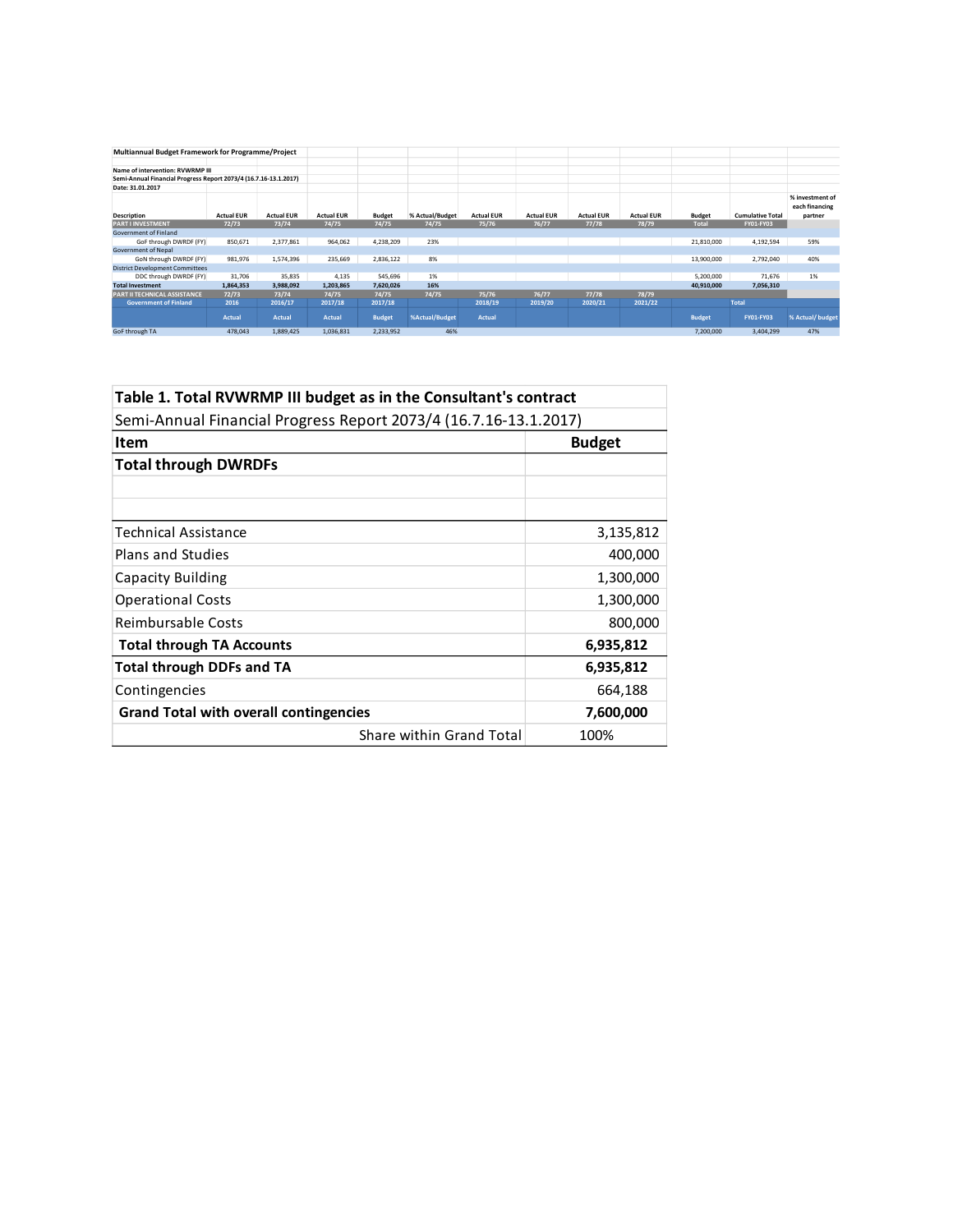**Multiannual Budget Framework for Programme/Project**

**Name of intervention: RVWRMP III**
**Semi-Annual Financial Progress Report 2073/4 (16.7.16-13.1.2017)**
**Date: 31.01.2017**

| Description | Actual EUR | Actual EUR | Actual EUR | Budget | % Actual/Budget | Actual EUR | Actual EUR | Actual EUR | Actual EUR | Budget | Cumulative Total | % investment of each financing partner |
|---|---|---|---|---|---|---|---|---|---|---|---|---|
| PART I INVESTMENT | 72/73 | 73/74 | 74/75 | 74/75 | 74/75 | 75/76 | 76/77 | 77/78 | 78/79 | Total | FY01-FY03 | |
| Government of Finland | | | | | | | | | | | | |
| GoF through DWRDF (FY) | 850,671 | 2,377,861 | 964,062 | 4,238,209 | 23% | | | | | 21,810,000 | 4,192,594 | 59% |
| Government of Nepal | | | | | | | | | | | | |
| GoN through DWRDF (FY) | 981,976 | 1,574,396 | 235,669 | 2,836,122 | 8% | | | | | 13,900,000 | 2,792,040 | 40% |
| District Development Committees | | | | | | | | | | | | |
| DDC through DWRDF (FY) | 31,706 | 35,835 | 4,135 | 545,696 | 1% | | | | | 5,200,000 | 71,676 | 1% |
| **Total Investment** | **1,864,353** | **3,988,092** | **1,203,865** | **7,620,026** | **16%** | | | | | **40,910,000** | **7,056,310** | |
| PART II TECHNICAL ASSISTANCE | 72/73 | 73/74 | 74/75 | 74/75 | 74/75 | 75/76 | 76/77 | 77/78 | 78/79 | | | |
| Government of Finland | 2016 | 2016/17 | 2017/18 | 2017/18 | | 2018/19 | 2019/20 | 2020/21 | 2021/22 | Total | | |
| | Actual | Actual | Actual | Budget | %Actual/Budget | Actual | | | | Budget | FY01-FY03 | % Actual/ budget |
| GoF through TA | 478,043 | 1,889,425 | 1,036,831 | 2,233,952 | 46% | | | | | 7,200,000 | 3,404,299 | 47% |

| **Table 1. Total RVWRMP III budget as in the Consultant's contract** | |
|---|---|
| Semi-Annual Financial Progress Report 2073/4 (16.7.16-13.1.2017) | |
| **Item** | **Budget** |
| **Total through DWRDFs** | |
| | |
| | |
| Technical Assistance | 3,135,812 |
| Plans and Studies | 400,000 |
| Capacity Building | 1,300,000 |
| Operational Costs | 1,300,000 |
| Reimbursable Costs | 800,000 |
| **Total through TA Accounts** | **6,935,812** |
| **Total through DDFs and TA** | **6,935,812** |
| Contingencies | 664,188 |
| **Grand Total with overall contingencies** | **7,600,000** |
| Share within Grand Total | 100% |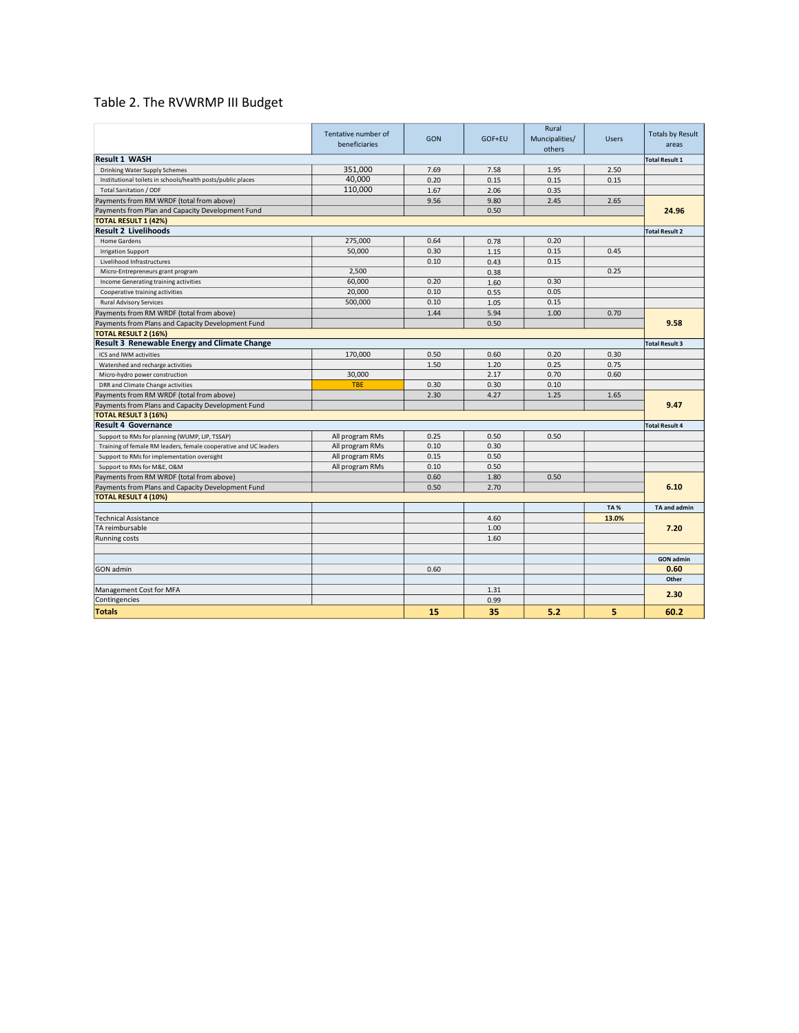## Table 2. The RVWRMP III Budget

| | Tentative number of beneficiaries | GON | GOF+EU | Rural Muncipalities/ others | Users | Totals by Result areas |
|---|---|---|---|---|---|---|
| **Result 1 WASH** | | | | | | **Total Result 1** |
| Drinking Water Supply Schemes | 351,000 | 7.69 | 7.58 | 1.95 | 2.50 | |
| Institutional toilets in schools/health posts/public places | 40,000 | 0.20 | 0.15 | 0.15 | 0.15 | |
| Total Sanitation / ODF | 110,000 | 1.67 | 2.06 | 0.35 | | |
| Payments from RM WRDF (total from above) | | 9.56 | 9.80 | 2.45 | 2.65 | |
| Payments from Plan and Capacity Development Fund | | | 0.50 | | | **24.96** |
| **TOTAL RESULT 1 (42%)** | | | | | | |
| **Result 2 Livelihoods** | | | | | | **Total Result 2** |
| Home Gardens | 275,000 | 0.64 | 0.78 | 0.20 | | |
| Irrigation Support | 50,000 | 0.30 | 1.15 | 0.15 | 0.45 | |
| Livelihood Infrastructures | | 0.10 | 0.43 | 0.15 | | |
| Micro-Entrepreneurs grant program | 2,500 | | 0.38 | | 0.25 | |
| Income Generating training activities | 60,000 | 0.20 | 1.60 | 0.30 | | |
| Cooperative training activities | 20,000 | 0.10 | 0.55 | 0.05 | | |
| Rural Advisory Services | 500,000 | 0.10 | 1.05 | 0.15 | | |
| Payments from RM WRDF (total from above) | | 1.44 | 5.94 | 1.00 | 0.70 | |
| Payments from Plans and Capacity Development Fund | | | 0.50 | | | **9.58** |
| **TOTAL RESULT 2 (16%)** | | | | | | |
| **Result 3 Renewable Energy and Climate Change** | | | | | | **Total Result 3** |
| ICS and IWM activities | 170,000 | 0.50 | 0.60 | 0.20 | 0.30 | |
| Watershed and recharge activities | | 1.50 | 1.20 | 0.25 | 0.75 | |
| Micro-hydro power construction | 30,000 | | 2.17 | 0.70 | 0.60 | |
| DRR and Climate Change activities | TBE | 0.30 | 0.30 | 0.10 | | |
| Payments from RM WRDF (total from above) | | 2.30 | 4.27 | 1.25 | 1.65 | |
| Payments from Plans and Capacity Development Fund | | | | | | **9.47** |
| **TOTAL RESULT 3 (16%)** | | | | | | |
| **Result 4 Governance** | | | | | | **Total Result 4** |
| Support to RMs for planning (WUMP, LIP, TSSAP) | All program RMs | 0.25 | 0.50 | 0.50 | | |
| Training of female RM leaders, female cooperative and UC leaders | All program RMs | 0.10 | 0.30 | | | |
| Support to RMs for implementation oversight | All program RMs | 0.15 | 0.50 | | | |
| Support to RMs for M&E, O&M | All program RMs | 0.10 | 0.50 | | | |
| Payments from RM WRDF (total from above) | | 0.60 | 1.80 | 0.50 | | |
| Payments from Plans and Capacity Development Fund | | 0.50 | 2.70 | | | **6.10** |
| **TOTAL RESULT 4 (10%)** | | | | | | |
| | | | | | **TA %** | **TA and admin** |
| Technical Assistance | | | 4.60 | | **13.0%** | |
| TA reimbursable | | | 1.00 | | | **7.20** |
| Running costs | | | 1.60 | | | |
| | | | | | | |
| | | | | | | **GON admin** |
| GON admin | | 0.60 | | | | **0.60** |
| | | | | | | **Other** |
| Management Cost for MFA | | | 1.31 | | | **2.30** |
| Contingencies | | | 0.99 | | | |
| **Totals** | | **15** | **35** | **5.2** | **5** | **60.2** |